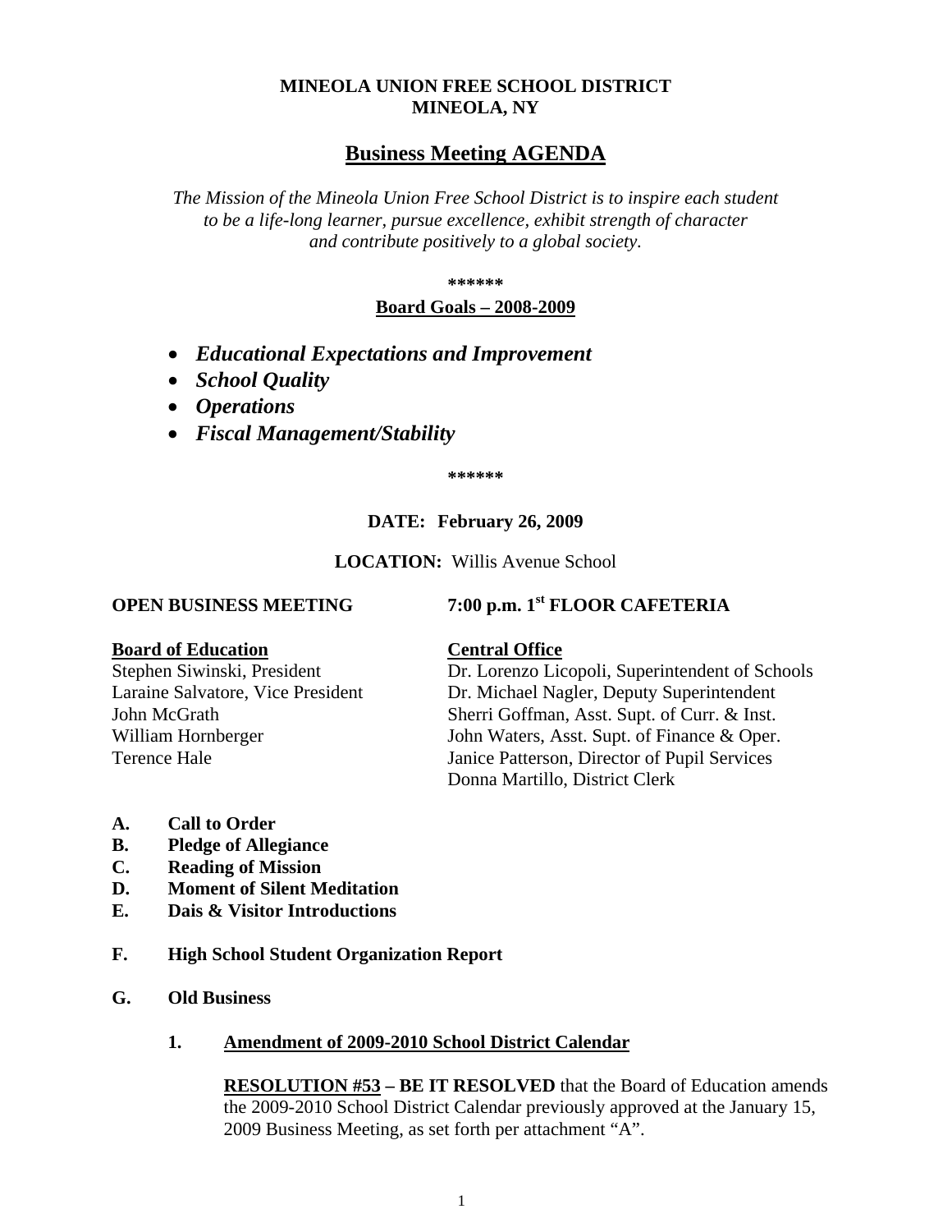**MINEOLA UNION FREE SCHOOL DISTRICT**
**MINEOLA, NY**

# Business Meeting AGENDA

*The Mission of the Mineola Union Free School District is to inspire each student to be a life-long learner, pursue excellence, exhibit strength of character and contribute positively to a global society.*

**\*\*\*\*\*\***

**Board Goals – 2008-2009**

- ***Educational Expectations and Improvement***
- ***School Quality***
- ***Operations***
- ***Fiscal Management/Stability***

**\*\*\*\*\*\***

**DATE: February 26, 2009**

**LOCATION:** Willis Avenue School

**OPEN BUSINESS MEETING** **7:00 p.m. 1st FLOOR CAFETERIA**

**Board of Education**
Stephen Siwinski, President
Laraine Salvatore, Vice President
John McGrath
William Hornberger
Terence Hale

**Central Office**
Dr. Lorenzo Licopoli, Superintendent of Schools
Dr. Michael Nagler, Deputy Superintendent
Sherri Goffman, Asst. Supt. of Curr. & Inst.
John Waters, Asst. Supt. of Finance & Oper.
Janice Patterson, Director of Pupil Services
Donna Martillo, District Clerk

**A. Call to Order**
**B. Pledge of Allegiance**
**C. Reading of Mission**
**D. Moment of Silent Meditation**
**E. Dais & Visitor Introductions**

**F. High School Student Organization Report**

**G. Old Business**

1. **Amendment of 2009-2010 School District Calendar**

   **RESOLUTION #53 – BE IT RESOLVED** that the Board of Education amends the 2009-2010 School District Calendar previously approved at the January 15, 2009 Business Meeting, as set forth per attachment "A".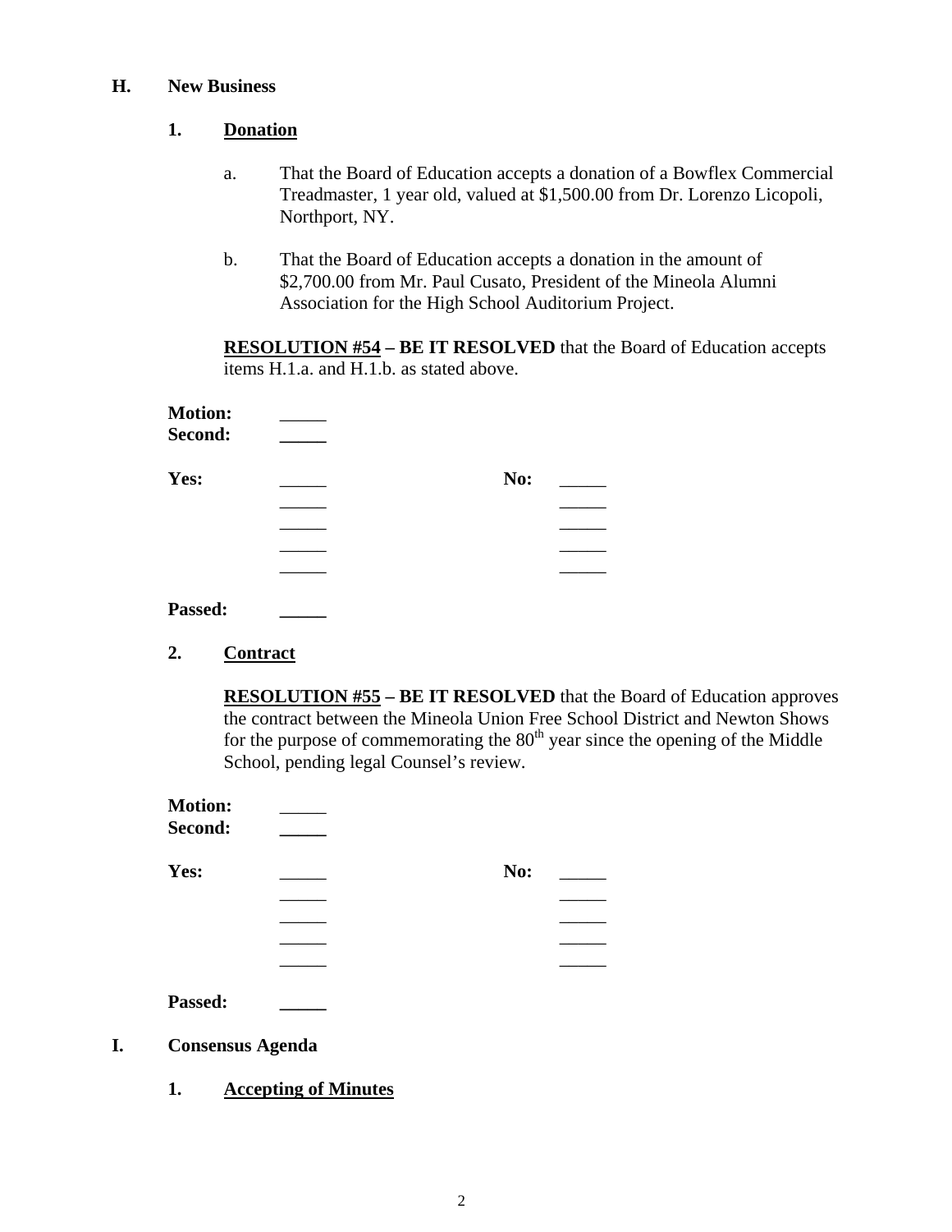## H. New Business

### 1. Donation

a. That the Board of Education accepts a donation of a Bowflex Commercial Treadmaster, 1 year old, valued at $1,500.00 from Dr. Lorenzo Licopoli, Northport, NY.

b. That the Board of Education accepts a donation in the amount of $2,700.00 from Mr. Paul Cusato, President of the Mineola Alumni Association for the High School Auditorium Project.

**RESOLUTION #54 – BE IT RESOLVED** that the Board of Education accepts items H.1.a. and H.1.b. as stated above.

**Motion:** _____
**Second:** _____

**Yes:** _____ **No:** _____
_____ _____
_____ _____
_____ _____
_____ _____

**Passed:** _____

### 2. Contract

**RESOLUTION #55 – BE IT RESOLVED** that the Board of Education approves the contract between the Mineola Union Free School District and Newton Shows for the purpose of commemorating the 80th year since the opening of the Middle School, pending legal Counsel's review.

**Motion:** _____
**Second:** _____

**Yes:** _____ **No:** _____
_____ _____
_____ _____
_____ _____
_____ _____

**Passed:** _____

## I. Consensus Agenda

### 1. Accepting of Minutes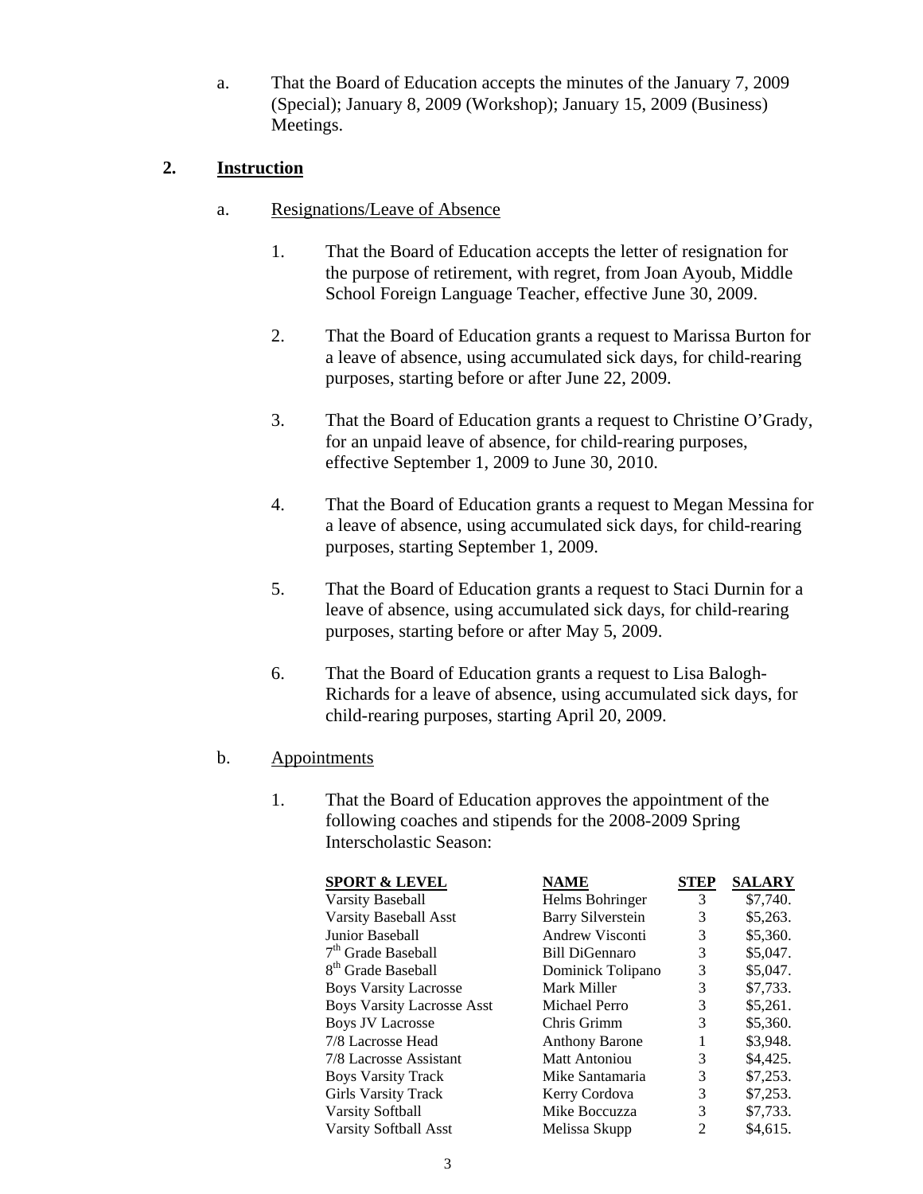a. That the Board of Education accepts the minutes of the January 7, 2009 (Special); January 8, 2009 (Workshop); January 15, 2009 (Business) Meetings.

**2. Instruction**

a. Resignations/Leave of Absence

1. That the Board of Education accepts the letter of resignation for the purpose of retirement, with regret, from Joan Ayoub, Middle School Foreign Language Teacher, effective June 30, 2009.

2. That the Board of Education grants a request to Marissa Burton for a leave of absence, using accumulated sick days, for child-rearing purposes, starting before or after June 22, 2009.

3. That the Board of Education grants a request to Christine O'Grady, for an unpaid leave of absence, for child-rearing purposes, effective September 1, 2009 to June 30, 2010.

4. That the Board of Education grants a request to Megan Messina for a leave of absence, using accumulated sick days, for child-rearing purposes, starting September 1, 2009.

5. That the Board of Education grants a request to Staci Durnin for a leave of absence, using accumulated sick days, for child-rearing purposes, starting before or after May 5, 2009.

6. That the Board of Education grants a request to Lisa Balogh-Richards for a leave of absence, using accumulated sick days, for child-rearing purposes, starting April 20, 2009.

b. Appointments

1. That the Board of Education approves the appointment of the following coaches and stipends for the 2008-2009 Spring Interscholastic Season:

| SPORT & LEVEL | NAME | STEP | SALARY |
|---|---|---|---|
| Varsity Baseball | Helms Bohringer | 3 | \$7,740. |
| Varsity Baseball Asst | Barry Silverstein | 3 | \$5,263. |
| Junior Baseball | Andrew Visconti | 3 | \$5,360. |
| 7th Grade Baseball | Bill DiGennaro | 3 | \$5,047. |
| 8th Grade Baseball | Dominick Tolipano | 3 | \$5,047. |
| Boys Varsity Lacrosse | Mark Miller | 3 | \$7,733. |
| Boys Varsity Lacrosse Asst | Michael Perro | 3 | \$5,261. |
| Boys JV Lacrosse | Chris Grimm | 3 | \$5,360. |
| 7/8 Lacrosse Head | Anthony Barone | 1 | \$3,948. |
| 7/8 Lacrosse Assistant | Matt Antoniou | 3 | \$4,425. |
| Boys Varsity Track | Mike Santamaria | 3 | \$7,253. |
| Girls Varsity Track | Kerry Cordova | 3 | \$7,253. |
| Varsity Softball | Mike Boccuzza | 3 | \$7,733. |
| Varsity Softball Asst | Melissa Skupp | 2 | \$4,615. |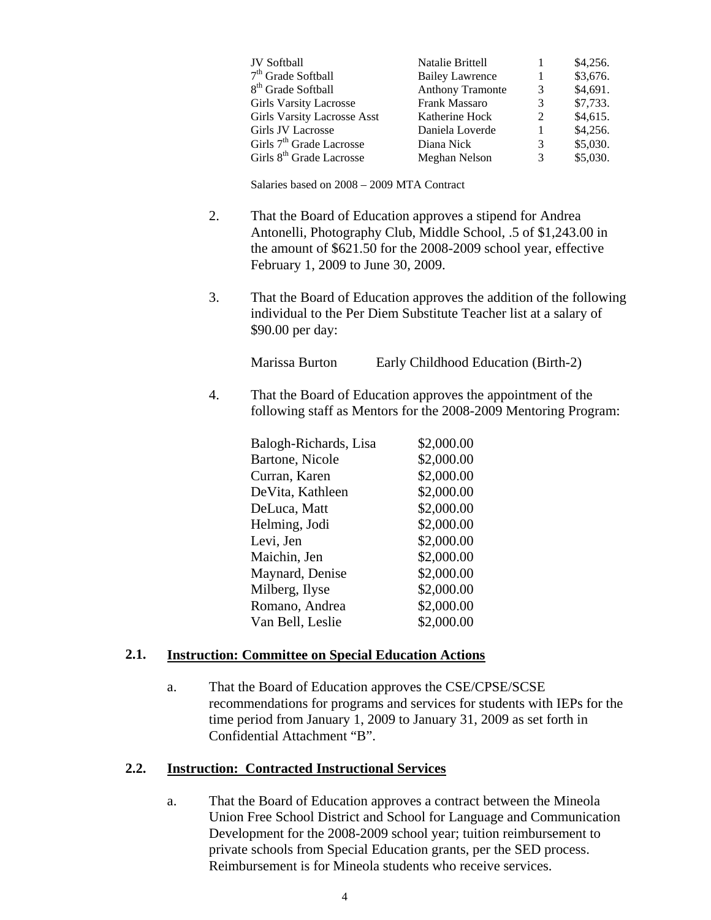| | | | |
|---|---|---|---|
| JV Softball | Natalie Brittell | 1 | \$4,256. |
| 7th Grade Softball | Bailey Lawrence | 1 | \$3,676. |
| 8th Grade Softball | Anthony Tramonte | 3 | \$4,691. |
| Girls Varsity Lacrosse | Frank Massaro | 3 | \$7,733. |
| Girls Varsity Lacrosse Asst | Katherine Hock | 2 | \$4,615. |
| Girls JV Lacrosse | Daniela Loverde | 1 | \$4,256. |
| Girls 7th Grade Lacrosse | Diana Nick | 3 | \$5,030. |
| Girls 8th Grade Lacrosse | Meghan Nelson | 3 | \$5,030. |

Salaries based on 2008 – 2009 MTA Contract

2. That the Board of Education approves a stipend for Andrea Antonelli, Photography Club, Middle School, .5 of \$1,243.00 in the amount of \$621.50 for the 2008-2009 school year, effective February 1, 2009 to June 30, 2009.

3. That the Board of Education approves the addition of the following individual to the Per Diem Substitute Teacher list at a salary of \$90.00 per day:

   Marissa Burton — Early Childhood Education (Birth-2)

4. That the Board of Education approves the appointment of the following staff as Mentors for the 2008-2009 Mentoring Program:

| | |
|---|---|
| Balogh-Richards, Lisa | \$2,000.00 |
| Bartone, Nicole | \$2,000.00 |
| Curran, Karen | \$2,000.00 |
| DeVita, Kathleen | \$2,000.00 |
| DeLuca, Matt | \$2,000.00 |
| Helming, Jodi | \$2,000.00 |
| Levi, Jen | \$2,000.00 |
| Maichin, Jen | \$2,000.00 |
| Maynard, Denise | \$2,000.00 |
| Milberg, Ilyse | \$2,000.00 |
| Romano, Andrea | \$2,000.00 |
| Van Bell, Leslie | \$2,000.00 |

## 2.1. Instruction: Committee on Special Education Actions

a. That the Board of Education approves the CSE/CPSE/SCSE recommendations for programs and services for students with IEPs for the time period from January 1, 2009 to January 31, 2009 as set forth in Confidential Attachment "B".

## 2.2. Instruction: Contracted Instructional Services

a. That the Board of Education approves a contract between the Mineola Union Free School District and School for Language and Communication Development for the 2008-2009 school year; tuition reimbursement to private schools from Special Education grants, per the SED process. Reimbursement is for Mineola students who receive services.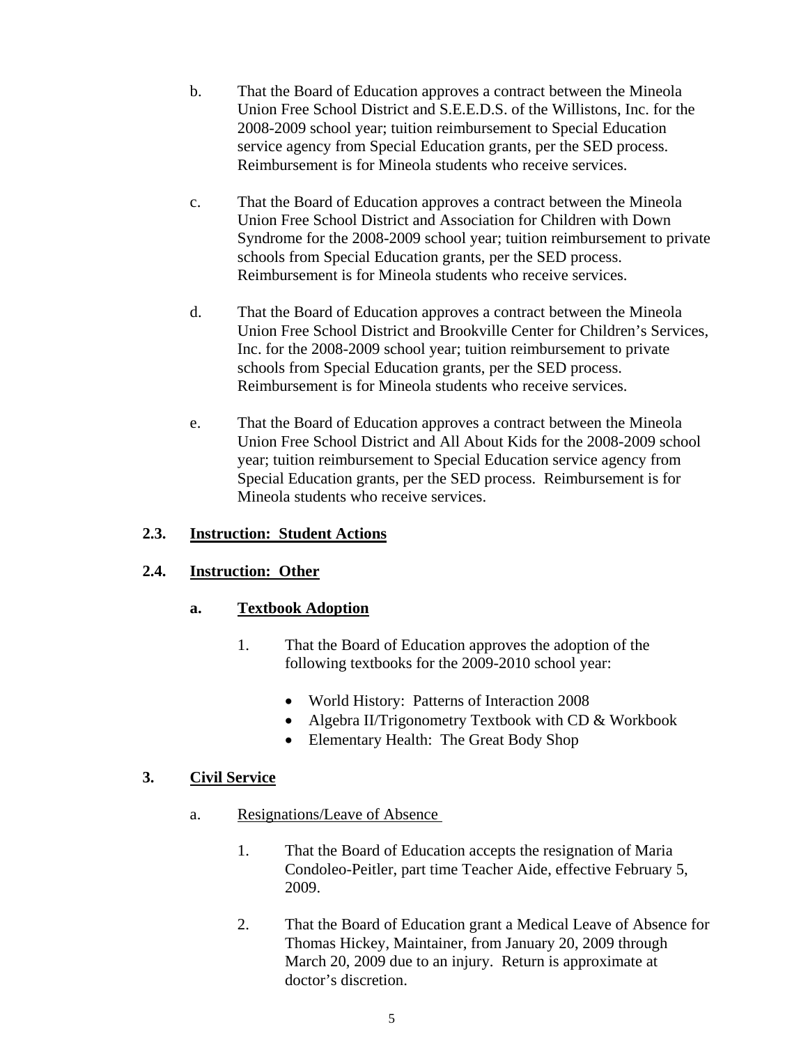b. That the Board of Education approves a contract between the Mineola Union Free School District and S.E.E.D.S. of the Willistons, Inc. for the 2008-2009 school year; tuition reimbursement to Special Education service agency from Special Education grants, per the SED process. Reimbursement is for Mineola students who receive services.

c. That the Board of Education approves a contract between the Mineola Union Free School District and Association for Children with Down Syndrome for the 2008-2009 school year; tuition reimbursement to private schools from Special Education grants, per the SED process. Reimbursement is for Mineola students who receive services.

d. That the Board of Education approves a contract between the Mineola Union Free School District and Brookville Center for Children's Services, Inc. for the 2008-2009 school year; tuition reimbursement to private schools from Special Education grants, per the SED process. Reimbursement is for Mineola students who receive services.

e. That the Board of Education approves a contract between the Mineola Union Free School District and All About Kids for the 2008-2009 school year; tuition reimbursement to Special Education service agency from Special Education grants, per the SED process. Reimbursement is for Mineola students who receive services.

**2.3. Instruction: Student Actions**

**2.4. Instruction: Other**

**a. Textbook Adoption**

1. That the Board of Education approves the adoption of the following textbooks for the 2009-2010 school year:

   - World History: Patterns of Interaction 2008
   - Algebra II/Trigonometry Textbook with CD & Workbook
   - Elementary Health: The Great Body Shop

**3. Civil Service**

a. Resignations/Leave of Absence

1. That the Board of Education accepts the resignation of Maria Condoleo-Peitler, part time Teacher Aide, effective February 5, 2009.

2. That the Board of Education grant a Medical Leave of Absence for Thomas Hickey, Maintainer, from January 20, 2009 through March 20, 2009 due to an injury. Return is approximate at doctor's discretion.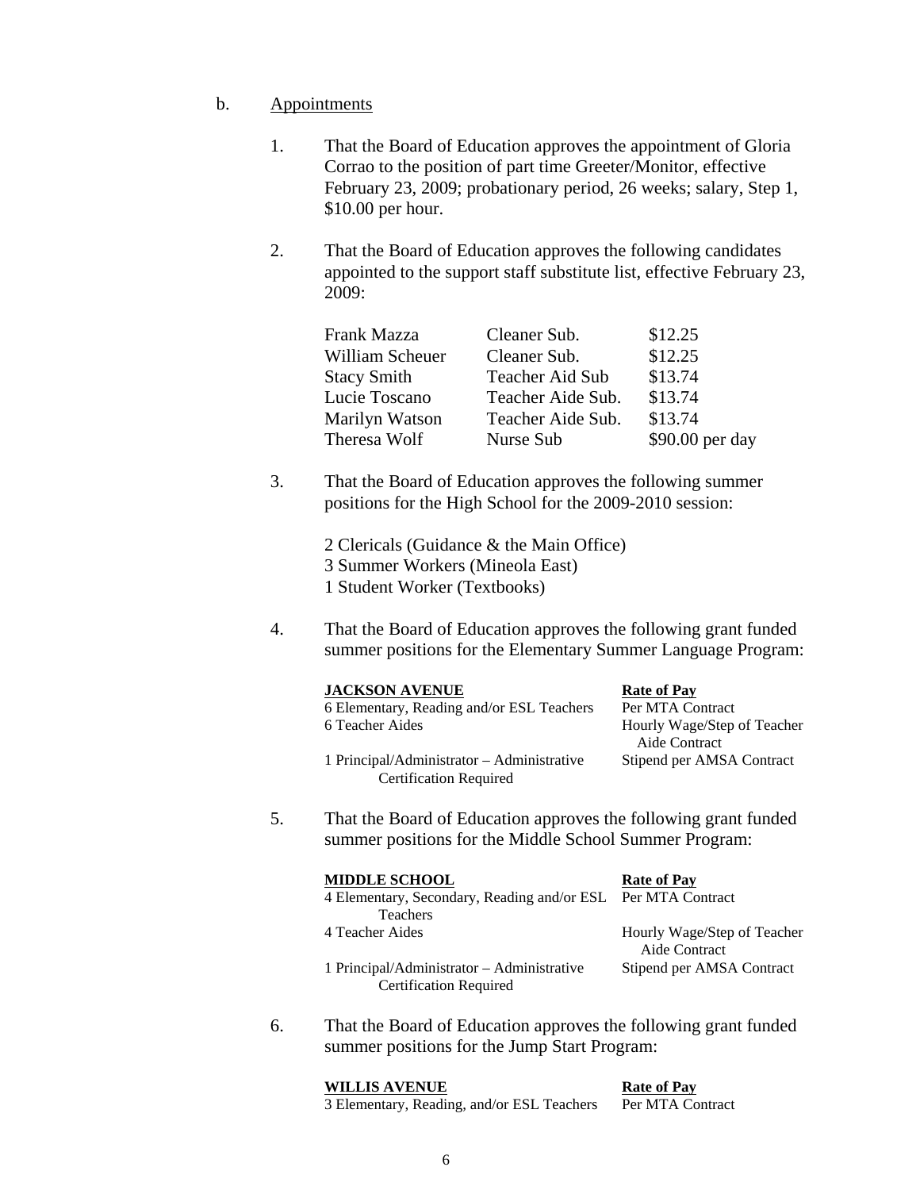b. <u>Appointments</u>

1. That the Board of Education approves the appointment of Gloria Corrao to the position of part time Greeter/Monitor, effective February 23, 2009; probationary period, 26 weeks; salary, Step 1, $10.00 per hour.

2. That the Board of Education approves the following candidates appointed to the support staff substitute list, effective February 23, 2009:

| | | |
|---|---|---|
| Frank Mazza | Cleaner Sub. | $12.25 |
| William Scheuer | Cleaner Sub. | $12.25 |
| Stacy Smith | Teacher Aid Sub | $13.74 |
| Lucie Toscano | Teacher Aide Sub. | $13.74 |
| Marilyn Watson | Teacher Aide Sub. | $13.74 |
| Theresa Wolf | Nurse Sub | $90.00 per day |

3. That the Board of Education approves the following summer positions for the High School for the 2009-2010 session:

   2 Clericals (Guidance & the Main Office)
   3 Summer Workers (Mineola East)
   1 Student Worker (Textbooks)

4. That the Board of Education approves the following grant funded summer positions for the Elementary Summer Language Program:

| **JACKSON AVENUE** | **Rate of Pay** |
|---|---|
| 6 Elementary, Reading and/or ESL Teachers | Per MTA Contract |
| 6 Teacher Aides | Hourly Wage/Step of Teacher Aide Contract |
| 1 Principal/Administrator – Administrative Certification Required | Stipend per AMSA Contract |

5. That the Board of Education approves the following grant funded summer positions for the Middle School Summer Program:

| **MIDDLE SCHOOL** | **Rate of Pay** |
|---|---|
| 4 Elementary, Secondary, Reading and/or ESL Teachers | Per MTA Contract |
| 4 Teacher Aides | Hourly Wage/Step of Teacher Aide Contract |
| 1 Principal/Administrator – Administrative Certification Required | Stipend per AMSA Contract |

6. That the Board of Education approves the following grant funded summer positions for the Jump Start Program:

| **WILLIS AVENUE** | **Rate of Pay** |
|---|---|
| 3 Elementary, Reading, and/or ESL Teachers | Per MTA Contract |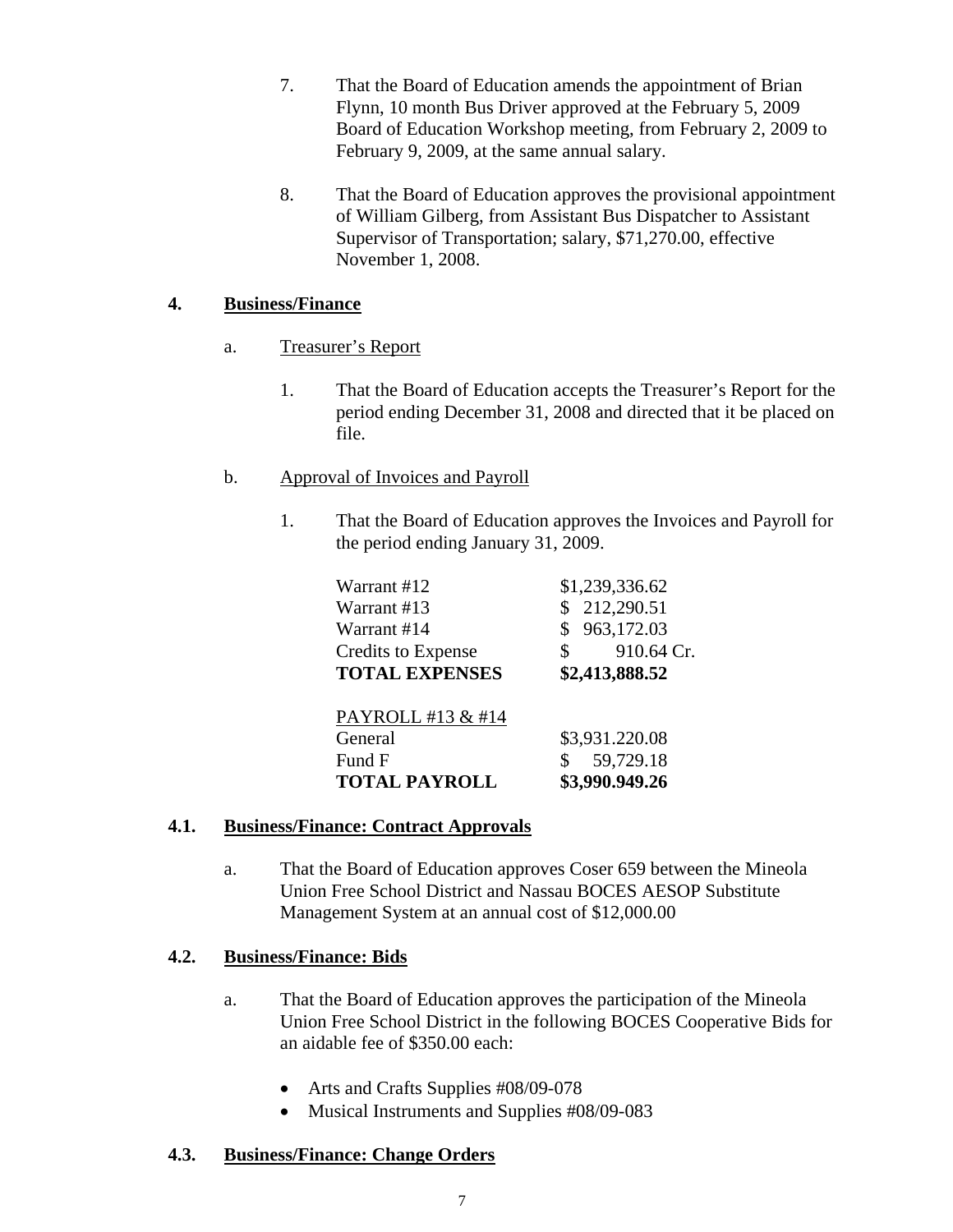7. That the Board of Education amends the appointment of Brian Flynn, 10 month Bus Driver approved at the February 5, 2009 Board of Education Workshop meeting, from February 2, 2009 to February 9, 2009, at the same annual salary.

8. That the Board of Education approves the provisional appointment of William Gilberg, from Assistant Bus Dispatcher to Assistant Supervisor of Transportation; salary, $71,270.00, effective November 1, 2008.

## 4. Business/Finance

a. Treasurer's Report

1. That the Board of Education accepts the Treasurer's Report for the period ending December 31, 2008 and directed that it be placed on file.

b. Approval of Invoices and Payroll

1. That the Board of Education approves the Invoices and Payroll for the period ending January 31, 2009.

| | |
|---|---|
| Warrant #12 | $1,239,336.62 |
| Warrant #13 | $ 212,290.51 |
| Warrant #14 | $ 963,172.03 |
| Credits to Expense | $ 910.64 Cr. |
| **TOTAL EXPENSES** | **$2,413,888.52** |

| | |
|---|---|
| PAYROLL #13 & #14 | |
| General | $3,931.220.08 |
| Fund F | $ 59,729.18 |
| **TOTAL PAYROLL** | **$3,990.949.26** |

## 4.1. Business/Finance: Contract Approvals

a. That the Board of Education approves Coser 659 between the Mineola Union Free School District and Nassau BOCES AESOP Substitute Management System at an annual cost of $12,000.00

## 4.2. Business/Finance: Bids

a. That the Board of Education approves the participation of the Mineola Union Free School District in the following BOCES Cooperative Bids for an aidable fee of $350.00 each:

- Arts and Crafts Supplies #08/09-078
- Musical Instruments and Supplies #08/09-083

## 4.3. Business/Finance: Change Orders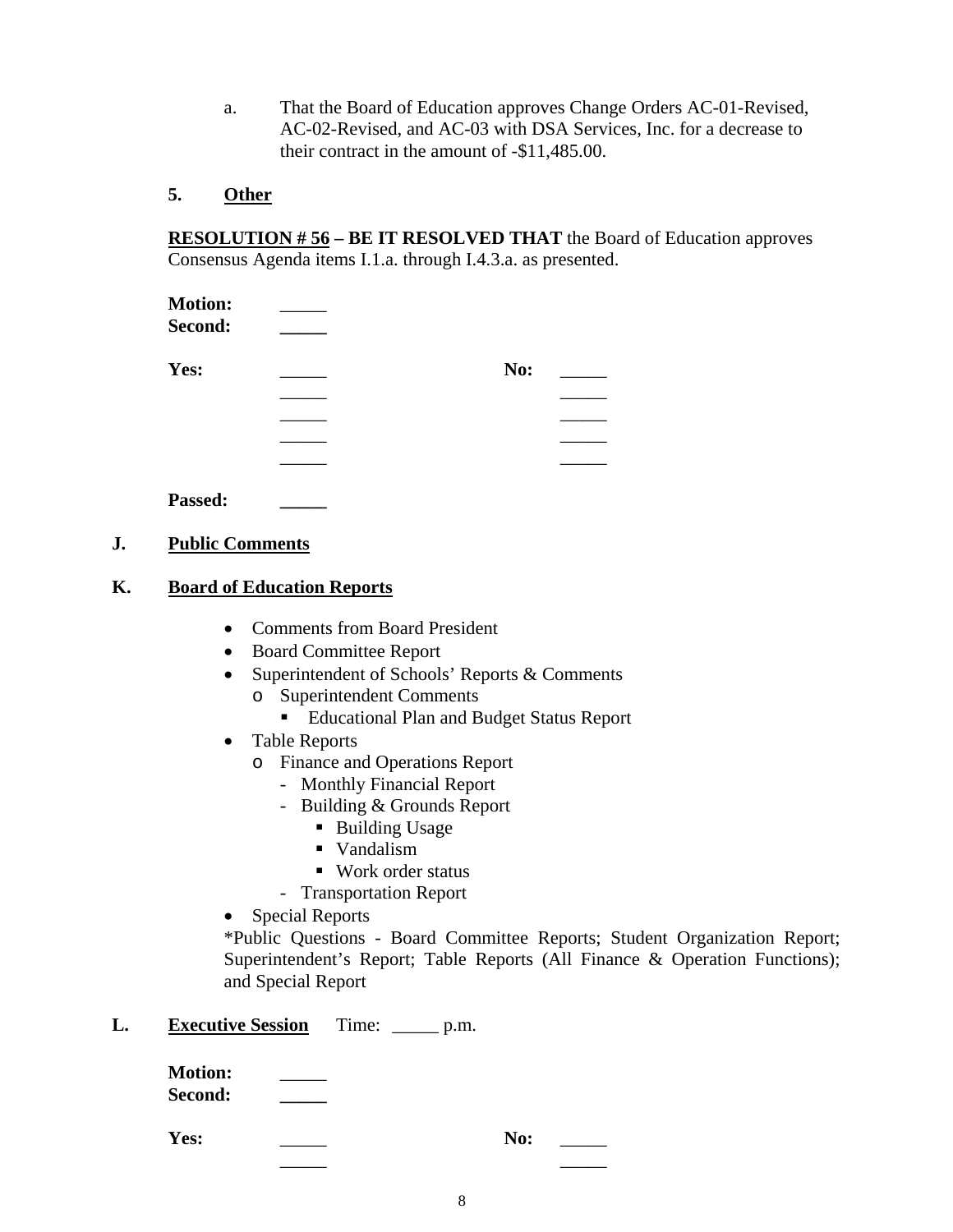a. That the Board of Education approves Change Orders AC-01-Revised, AC-02-Revised, and AC-03 with DSA Services, Inc. for a decrease to their contract in the amount of -$11,485.00.

**5. Other**

**RESOLUTION # 56 – BE IT RESOLVED THAT** the Board of Education approves Consensus Agenda items I.1.a. through I.4.3.a. as presented.

**Motion:** _____
**Second:** _____

| **Yes:** | _____ | **No:** | _____ |
|---|---|---|---|
| | _____ | | _____ |
| | _____ | | _____ |
| | _____ | | _____ |
| | _____ | | _____ |

**Passed:** _____

## J. Public Comments

## K. Board of Education Reports

- Comments from Board President
- Board Committee Report
- Superintendent of Schools' Reports & Comments
  - Superintendent Comments
    - Educational Plan and Budget Status Report
- Table Reports
  - Finance and Operations Report
    - Monthly Financial Report
    - Building & Grounds Report
      - Building Usage
      - Vandalism
      - Work order status
    - Transportation Report
- Special Reports

*Public Questions - Board Committee Reports; Student Organization Report; Superintendent's Report; Table Reports (All Finance & Operation Functions); and Special Report

## L. Executive Session Time: _____ p.m.

**Motion:** _____
**Second:** _____

| **Yes:** | _____ | **No:** | _____ |
|---|---|---|---|
| | _____ | | _____ |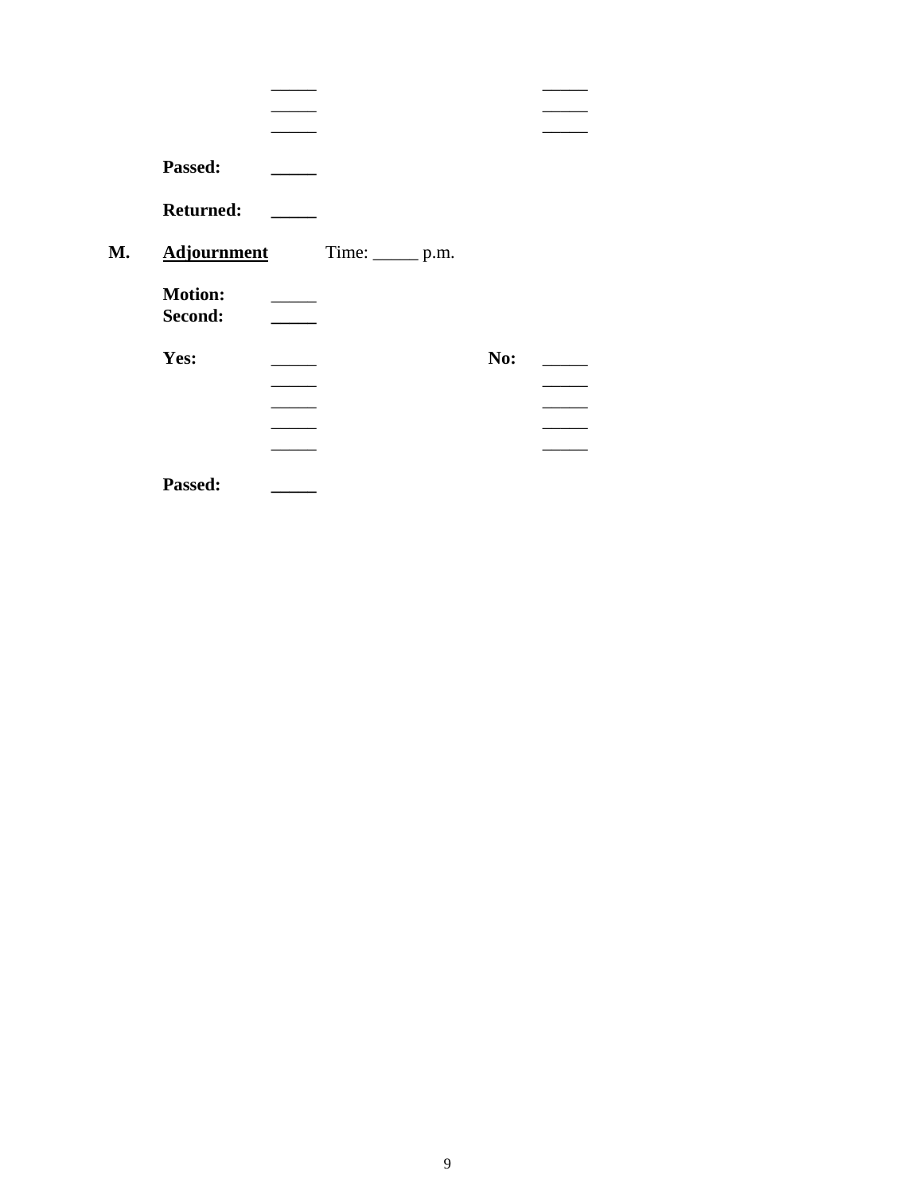| | | | |
|---|---|---|---|
| | _____ | | _____ |
| | _____ | | _____ |
| | _____ | | _____ |

**Passed:** _____

**Returned:** _____

**M.** **Adjournment** Time: _____ p.m.

**Motion:** _____
**Second:** _____

| | | | |
|---|---|---|---|
| **Yes:** | _____ | **No:** | _____ |
| | _____ | | _____ |
| | _____ | | _____ |
| | _____ | | _____ |
| | _____ | | _____ |

**Passed:** _____